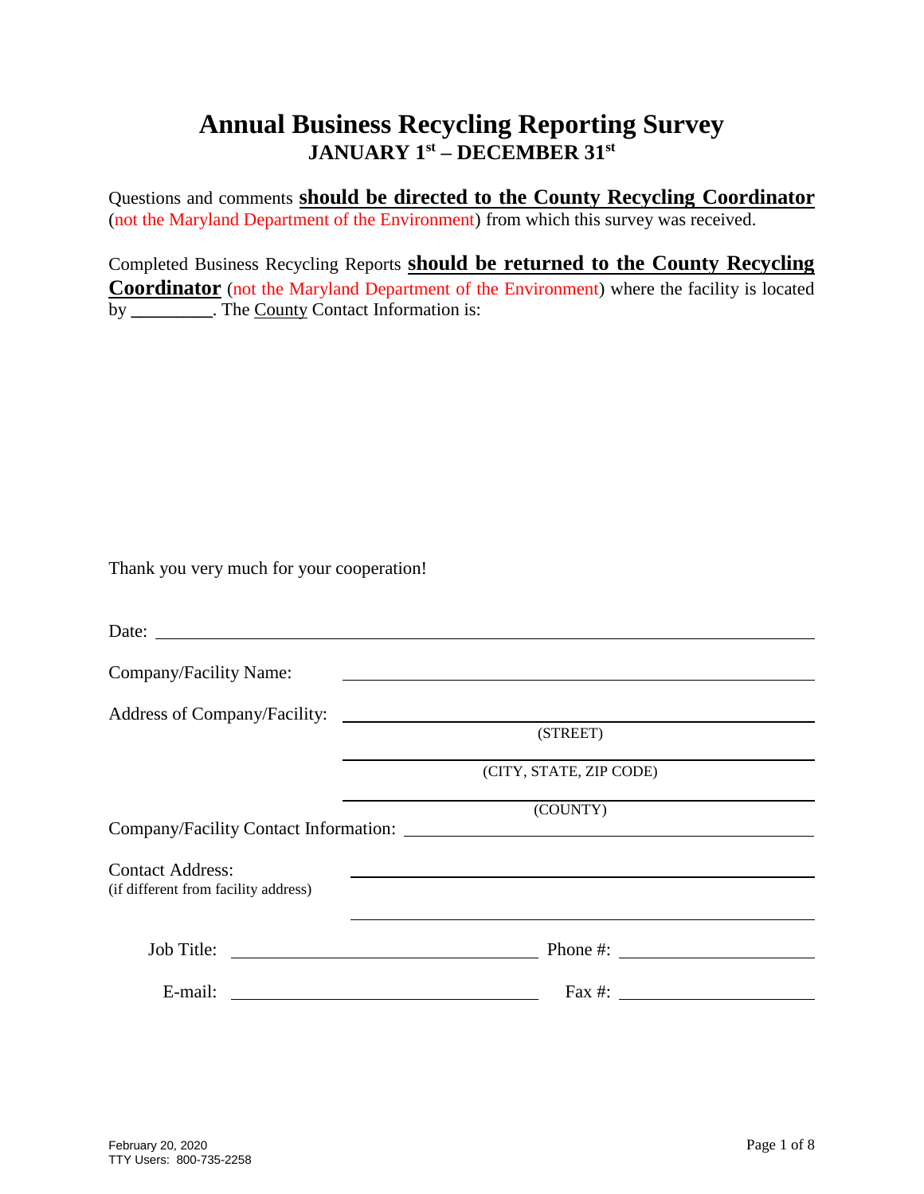# Annual Business Recycling Reporting Survey

## JANUARY 1st – DECEMBER 31st

Questions and comments **should be directed to the County Recycling Coordinator** (not the Maryland Department of the Environment) from which this survey was received.

Completed Business Recycling Reports **should be returned to the County Recycling Coordinator** (not the Maryland Department of the Environment) where the facility is located by _________. The County Contact Information is:

Thank you very much for your cooperation!

Date: ______________________________

Company/Facility Name: ______________________________

Address of Company/Facility: ______________________________
(STREET)

______________________________
(CITY, STATE, ZIP CODE)

______________________________
(COUNTY)

Company/Facility Contact Information: ______________________________

Contact Address: ______________________________
(if different from facility address)

______________________________

Job Title: ______________________________ Phone #: ______________________________

E-mail: ______________________________ Fax #: ______________________________

February 20, 2020
TTY Users: 800-735-2258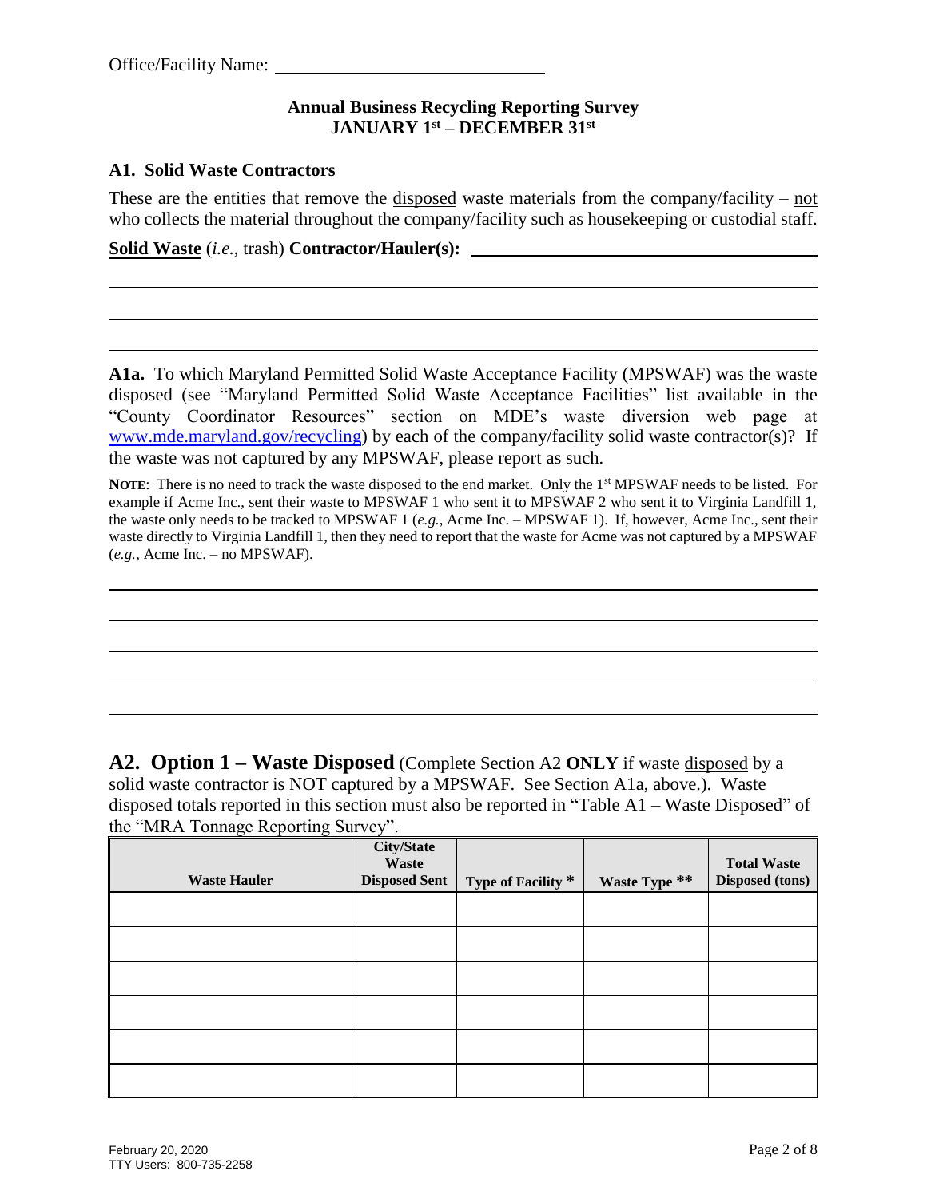Office/Facility Name: ______________________________

**Annual Business Recycling Reporting Survey**
**JANUARY 1st – DECEMBER 31st**

### A1. Solid Waste Contractors

These are the entities that remove the disposed waste materials from the company/facility – not who collects the material throughout the company/facility such as housekeeping or custodial staff.

**Solid Waste** (*i.e.*, trash) **Contractor/Hauler(s):** ______________________________

______________________________________________________________________

______________________________________________________________________

______________________________________________________________________

**A1a.** To which Maryland Permitted Solid Waste Acceptance Facility (MPSWAF) was the waste disposed (see "Maryland Permitted Solid Waste Acceptance Facilities" list available in the "County Coordinator Resources" section on MDE's waste diversion web page at www.mde.maryland.gov/recycling) by each of the company/facility solid waste contractor(s)? If the waste was not captured by any MPSWAF, please report as such.

**NOTE**: There is no need to track the waste disposed to the end market. Only the 1st MPSWAF needs to be listed. For example if Acme Inc., sent their waste to MPSWAF 1 who sent it to MPSWAF 2 who sent it to Virginia Landfill 1, the waste only needs to be tracked to MPSWAF 1 (*e.g.*, Acme Inc. – MPSWAF 1). If, however, Acme Inc., sent their waste directly to Virginia Landfill 1, then they need to report that the waste for Acme was not captured by a MPSWAF (*e.g.*, Acme Inc. – no MPSWAF).

______________________________________________________________________

______________________________________________________________________

______________________________________________________________________

______________________________________________________________________

______________________________________________________________________

## A2. Option 1 – Waste Disposed

(Complete Section A2 **ONLY** if waste disposed by a solid waste contractor is NOT captured by a MPSWAF. See Section A1a, above.). Waste disposed totals reported in this section must also be reported in "Table A1 – Waste Disposed" of the "MRA Tonnage Reporting Survey".

| Waste Hauler | City/State Waste Disposed Sent | Type of Facility * | Waste Type ** | Total Waste Disposed (tons) |
|---|---|---|---|---|
| | | | | |
| | | | | |
| | | | | |
| | | | | |
| | | | | |
| | | | | |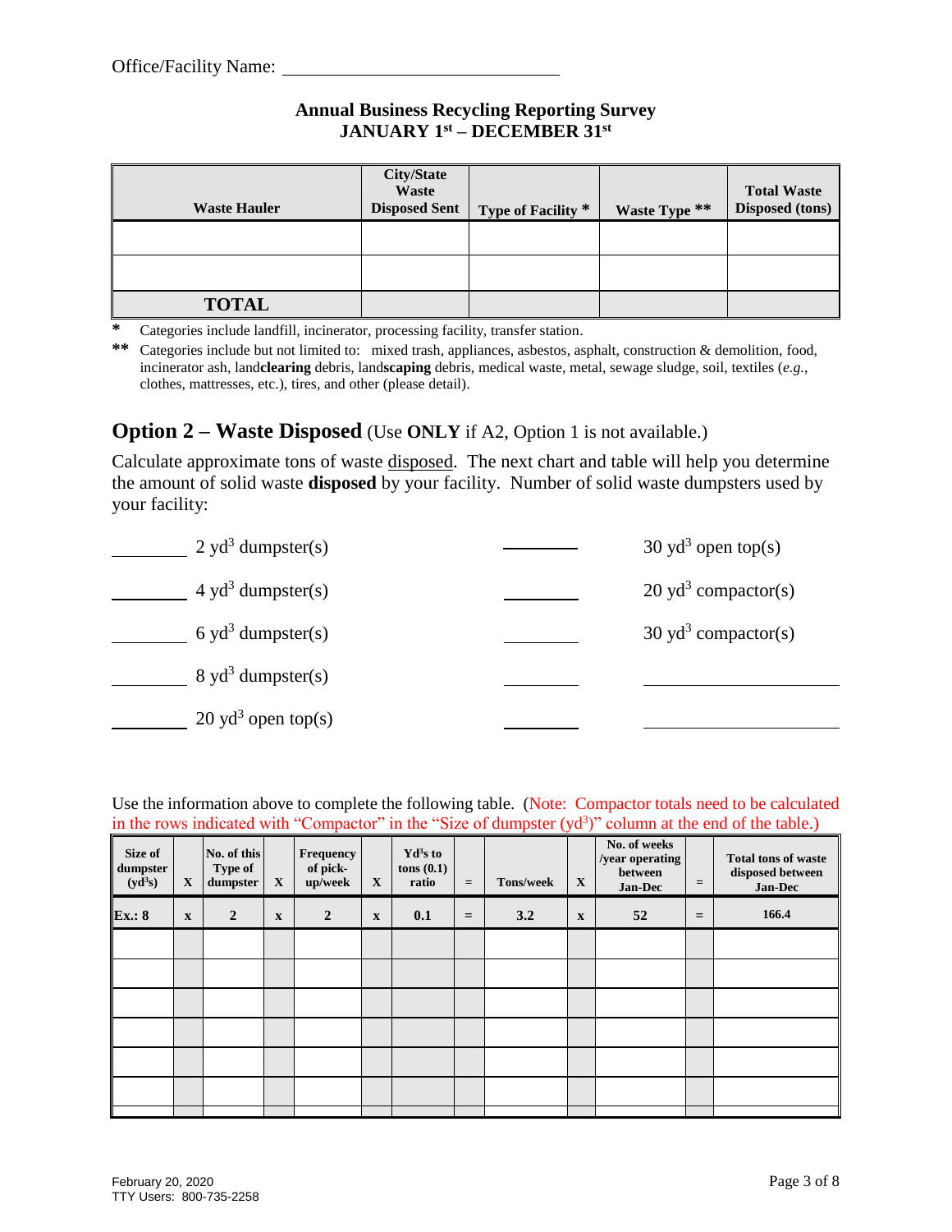Office/Facility Name: ______________________________

**Annual Business Recycling Reporting Survey**
**JANUARY 1st – DECEMBER 31st**

| Waste Hauler | City/State Waste Disposed Sent | Type of Facility * | Waste Type ** | Total Waste Disposed (tons) |
|---|---|---|---|---|
| | | | | |
| | | | | |
| **TOTAL** | | | | |

\* Categories include landfill, incinerator, processing facility, transfer station.

** Categories include but not limited to: mixed trash, appliances, asbestos, asphalt, construction & demolition, food, incinerator ash, land**clearing** debris, land**scaping** debris, medical waste, metal, sewage sludge, soil, textiles (*e.g.*, clothes, mattresses, etc.), tires, and other (please detail).

## Option 2 – Waste Disposed (Use **ONLY** if A2, Option 1 is not available.)

Calculate approximate tons of waste disposed. The next chart and table will help you determine the amount of solid waste **disposed** by your facility. Number of solid waste dumpsters used by your facility:

________ 2 $yd^3$ dumpster(s)

________ 4 $yd^3$ dumpster(s)

________ 6 $yd^3$ dumpster(s)

________ 8 $yd^3$ dumpster(s)

________ 20 $yd^3$ open top(s)

________ 30 $yd^3$ open top(s)

________ 20 $yd^3$ compactor(s)

________ 30 $yd^3$ compactor(s)

________ ________________

________ ________________

Use the information above to complete the following table. (Note: Compactor totals need to be calculated in the rows indicated with "Compactor" in the "Size of dumpster ($yd^3$)" column at the end of the table.)

| Size of dumpster ($yd^3$s) | X | No. of this Type of dumpster | X | Frequency of pick-up/week | X | $Yd^3$s to tons (0.1) ratio | = | Tons/week | X | No. of weeks /year operating between Jan-Dec | = | Total tons of waste disposed between Jan-Dec |
|---|---|---|---|---|---|---|---|---|---|---|---|---|
| **Ex.: 8** | **x** | **2** | **x** | **2** | **x** | **0.1** | **=** | **3.2** | **x** | **52** | **=** | **166.4** |
| | | | | | | | | | | | | |
| | | | | | | | | | | | | |
| | | | | | | | | | | | | |
| | | | | | | | | | | | | |
| | | | | | | | | | | | | |
| | | | | | | | | | | | | |

February 20, 2020
TTY Users: 800-735-2258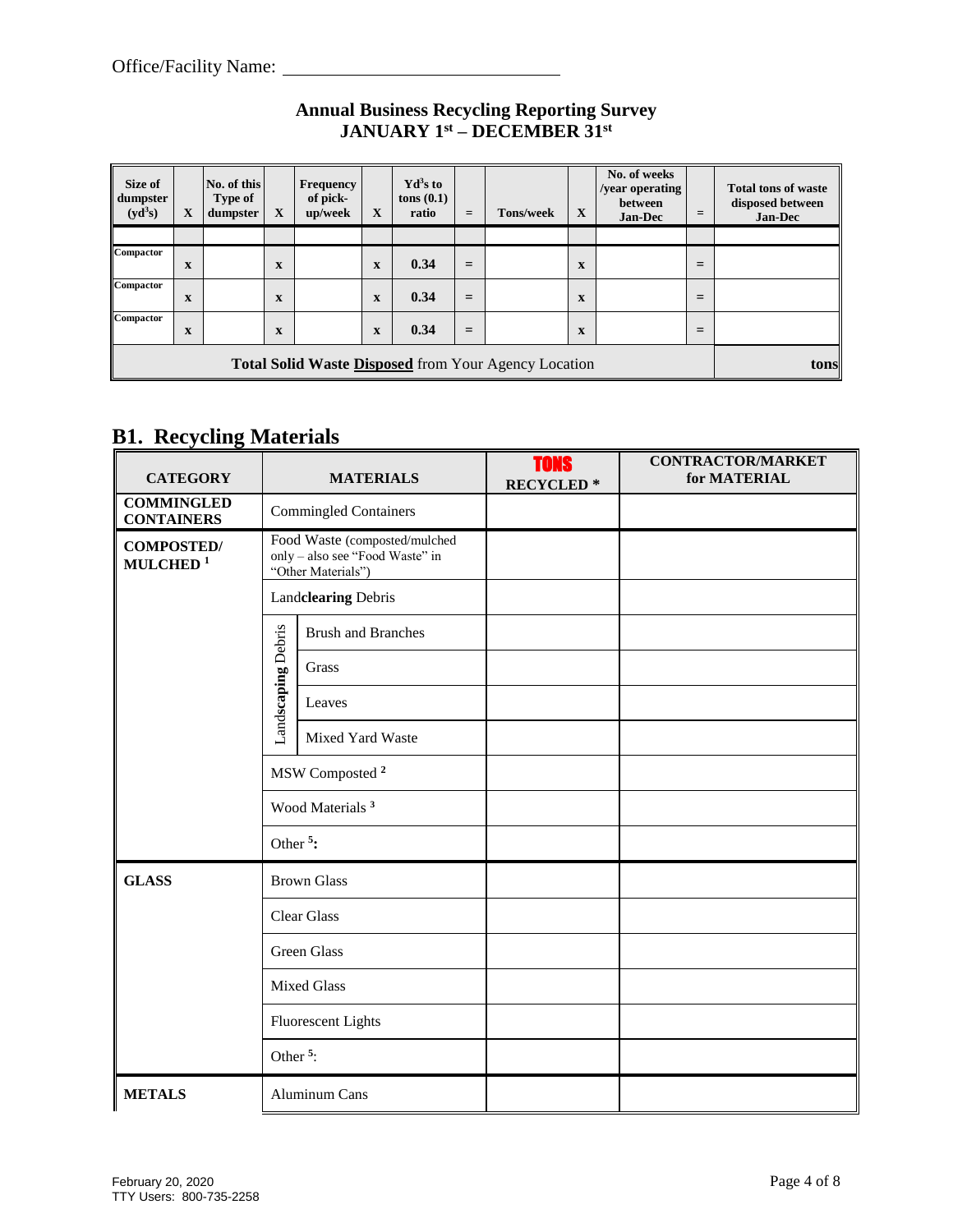Office/Facility Name: ______________________________

## Annual Business Recycling Reporting Survey
## JANUARY 1st – DECEMBER 31st

| Size of dumpster ($yd^3$s) | X | No. of this Type of dumpster | X | Frequency of pick-up/week | X | $Yd^3$s to tons (0.1) ratio | = | Tons/week | X | No. of weeks /year operating between Jan-Dec | = | Total tons of waste disposed between Jan-Dec |
|---|---|---|---|---|---|---|---|---|---|---|---|---|
| | | | | | | | | | | | | |
| Compactor | x | | x | | x | 0.34 | = | | x | | = | |
| Compactor | x | | x | | x | 0.34 | = | | x | | = | |
| Compactor | x | | x | | x | 0.34 | = | | x | | = | |
| **Total Solid Waste <u>Disposed</u>** from Your Agency Location | | | | | | | | | | | | tons |

## B1. Recycling Materials

| CATEGORY | MATERIALS | | TONS RECYCLED * | CONTRACTOR/MARKET for MATERIAL |
|---|---|---|---|---|
| **COMMINGLED CONTAINERS** | Commingled Containers | | | |
| **COMPOSTED/ MULCHED** [1] | Food Waste (composted/mulched only – also see "Food Waste" in "Other Materials") | | | |
| | Land**clearing** Debris | | | |
| | Land**scaping** Debris | Brush and Branches | | |
| | | Grass | | |
| | | Leaves | | |
| | | Mixed Yard Waste | | |
| | MSW Composted [2] | | | |
| | Wood Materials [3] | | | |
| | Other [5]: | | | |
| **GLASS** | Brown Glass | | | |
| | Clear Glass | | | |
| | Green Glass | | | |
| | Mixed Glass | | | |
| | Fluorescent Lights | | | |
| | Other [5]: | | | |
| **METALS** | Aluminum Cans | | | |

February 20, 2020
TTY Users: 800-735-2258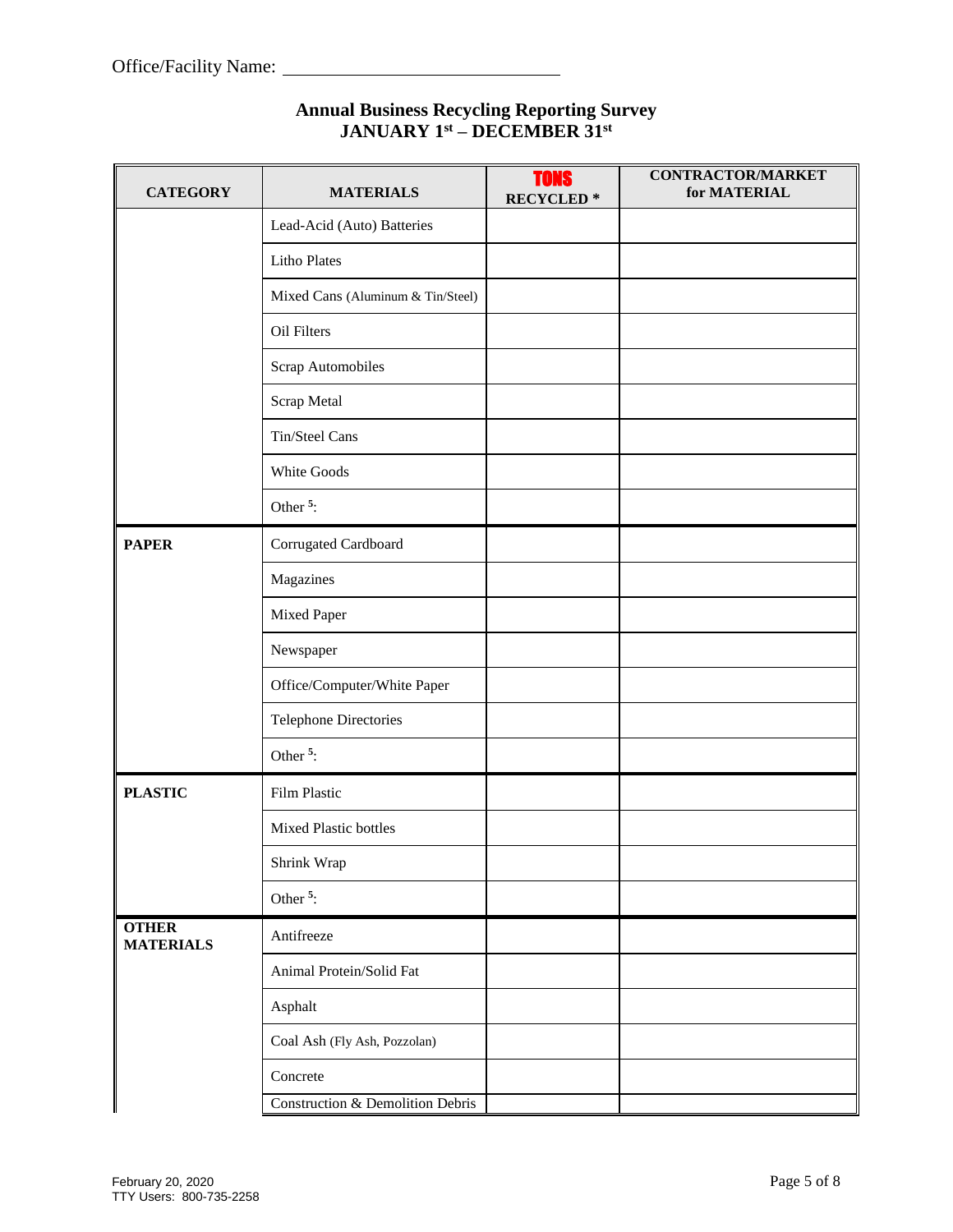Office/Facility Name: ______________________________

## Annual Business Recycling Reporting Survey
## JANUARY 1st – DECEMBER 31st

| CATEGORY | MATERIALS | TONS RECYCLED * | CONTRACTOR/MARKET for MATERIAL |
|---|---|---|---|
| | Lead-Acid (Auto) Batteries | | |
| | Litho Plates | | |
| | Mixed Cans (Aluminum & Tin/Steel) | | |
| | Oil Filters | | |
| | Scrap Automobiles | | |
| | Scrap Metal | | |
| | Tin/Steel Cans | | |
| | White Goods | | |
| | Other [5]: | | |
| **PAPER** | Corrugated Cardboard | | |
| | Magazines | | |
| | Mixed Paper | | |
| | Newspaper | | |
| | Office/Computer/White Paper | | |
| | Telephone Directories | | |
| | Other [5]: | | |
| **PLASTIC** | Film Plastic | | |
| | Mixed Plastic bottles | | |
| | Shrink Wrap | | |
| | Other [5]: | | |
| **OTHER MATERIALS** | Antifreeze | | |
| | Animal Protein/Solid Fat | | |
| | Asphalt | | |
| | Coal Ash (Fly Ash, Pozzolan) | | |
| | Concrete | | |
| | Construction & Demolition Debris | | |

February 20, 2020
TTY Users: 800-735-2258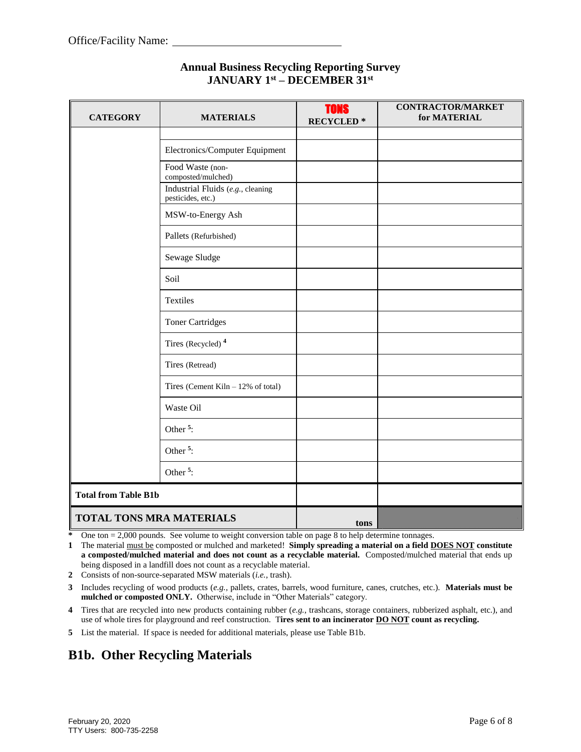Office/Facility Name: ______________________________

**Annual Business Recycling Reporting Survey**
**JANUARY 1st – DECEMBER 31st**

| CATEGORY | MATERIALS | TONS RECYCLED * | CONTRACTOR/MARKET for MATERIAL |
|---|---|---|---|
| | | | |
| | Electronics/Computer Equipment | | |
| | Food Waste (non-composted/mulched) | | |
| | Industrial Fluids (*e.g.*, cleaning pesticides, etc.) | | |
| | MSW-to-Energy Ash | | |
| | Pallets (Refurbished) | | |
| | Sewage Sludge | | |
| | Soil | | |
| | Textiles | | |
| | Toner Cartridges | | |
| | Tires (Recycled) [4] | | |
| | Tires (Retread) | | |
| | Tires (Cement Kiln – 12% of total) | | |
| | Waste Oil | | |
| | Other [5]: | | |
| | Other [5]: | | |
| | Other [5]: | | |
| **Total from Table B1b** | | | |
| **TOTAL TONS MRA MATERIALS** | | **tons** | |

**\*** One ton = 2,000 pounds. See volume to weight conversion table on page 8 to help determine tonnages.

**1** The material must be composted or mulched and marketed! **Simply spreading a material on a field DOES NOT constitute a composted/mulched material and does not count as a recyclable material.** Composted/mulched material that ends up being disposed in a landfill does not count as a recyclable material.

**2** Consists of non-source-separated MSW materials (*i.e.*, trash).

**3** Includes recycling of wood products (*e.g.*, pallets, crates, barrels, wood furniture, canes, crutches, etc.). **Materials must be mulched or composted ONLY.** Otherwise, include in "Other Materials" category.

**4** Tires that are recycled into new products containing rubber (*e.g.*, trashcans, storage containers, rubberized asphalt, etc.), and use of whole tires for playground and reef construction. **Tires sent to an incinerator DO NOT count as recycling.**

**5** List the material. If space is needed for additional materials, please use Table B1b.

## B1b. Other Recycling Materials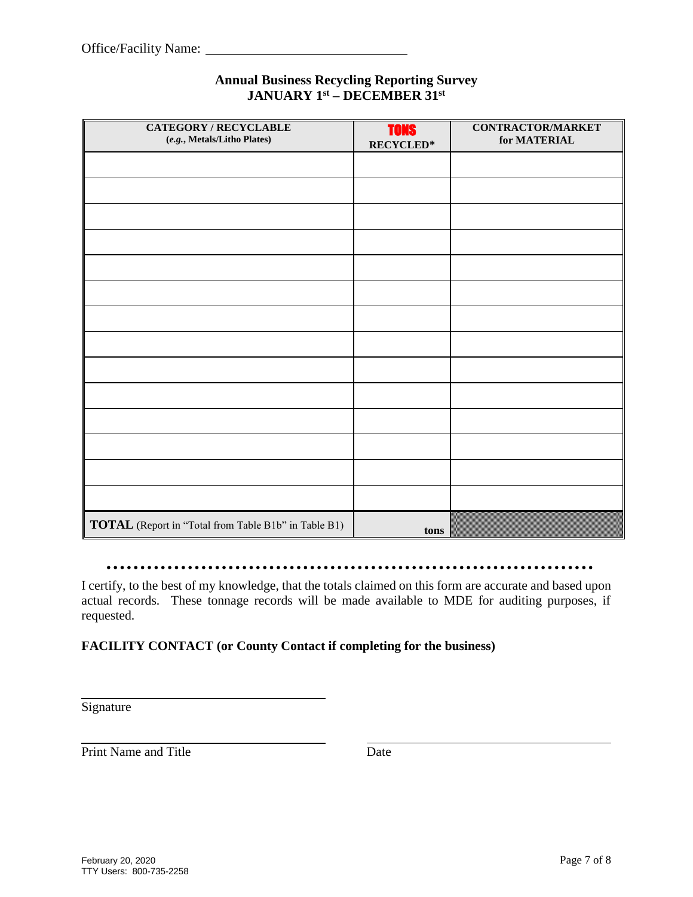Office/Facility Name: ______________________________

## Annual Business Recycling Reporting Survey
## JANUARY 1st – DECEMBER 31st

| CATEGORY / RECYCLABLE (*e.g.*, Metals/Litho Plates) | TONS RECYCLED* | CONTRACTOR/MARKET for MATERIAL |
|---|---|---|
| | | |
| | | |
| | | |
| | | |
| | | |
| | | |
| | | |
| | | |
| | | |
| | | |
| | | |
| | | |
| | | |
| | | |
| **TOTAL** (Report in "Total from Table B1b" in Table B1) | tons | |

I certify, to the best of my knowledge, that the totals claimed on this form are accurate and based upon actual records. These tonnage records will be made available to MDE for auditing purposes, if requested.

**FACILITY CONTACT (or County Contact if completing for the business)**

______________________________
Signature

______________________________ ______________________________
Print Name and Title Date

February 20, 2020
TTY Users: 800-735-2258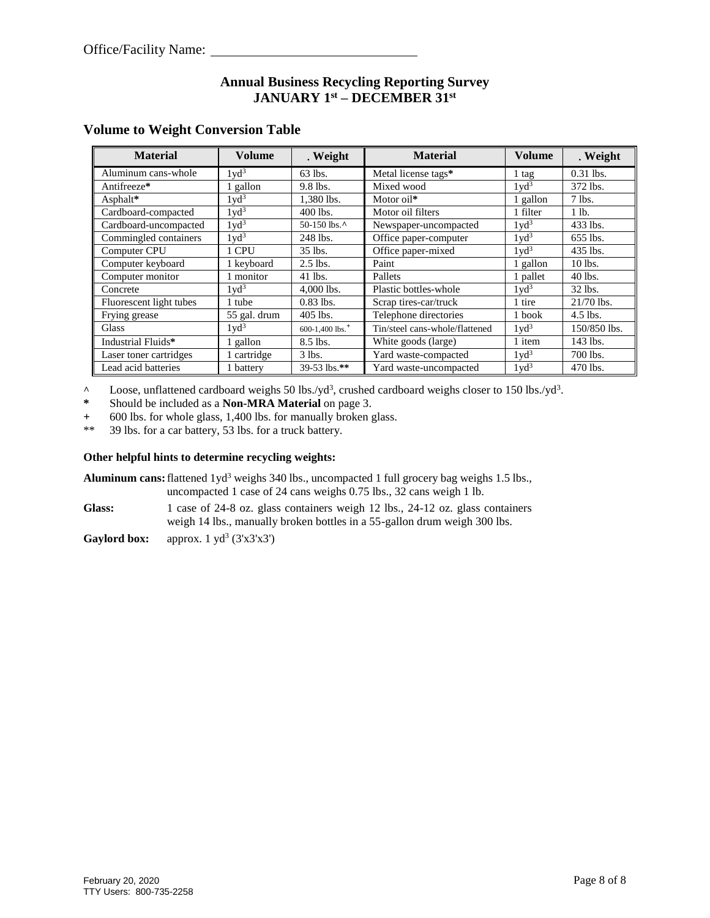Office/Facility Name: ______________________________

## Annual Business Recycling Reporting Survey
## JANUARY 1st – DECEMBER 31st

### Volume to Weight Conversion Table

| Material | Volume | . Weight | Material | Volume | . Weight |
|---|---|---|---|---|---|
| Aluminum cans-whole | $1yd^3$ | 63 lbs. | Metal license tags* | 1 tag | 0.31 lbs. |
| Antifreeze* | 1 gallon | 9.8 lbs. | Mixed wood | $1yd^3$ | 372 lbs. |
| Asphalt* | $1yd^3$ | 1,380 lbs. | Motor oil* | 1 gallon | 7 lbs. |
| Cardboard-compacted | $1yd^3$ | 400 lbs. | Motor oil filters | 1 filter | 1 lb. |
| Cardboard-uncompacted | $1yd^3$ | 50-150 lbs.^ | Newspaper-uncompacted | $1yd^3$ | 433 lbs. |
| Commingled containers | $1yd^3$ | 248 lbs. | Office paper-computer | $1yd^3$ | 655 lbs. |
| Computer CPU | 1 CPU | 35 lbs. | Office paper-mixed | $1yd^3$ | 435 lbs. |
| Computer keyboard | 1 keyboard | 2.5 lbs. | Paint | 1 gallon | 10 lbs. |
| Computer monitor | 1 monitor | 41 lbs. | Pallets | 1 pallet | 40 lbs. |
| Concrete | $1yd^3$ | 4,000 lbs. | Plastic bottles-whole | $1yd^3$ | 32 lbs. |
| Fluorescent light tubes | 1 tube | 0.83 lbs. | Scrap tires-car/truck | 1 tire | 21/70 lbs. |
| Frying grease | 55 gal. drum | 405 lbs. | Telephone directories | 1 book | 4.5 lbs. |
| Glass | $1yd^3$ | 600-1,400 lbs.+ | Tin/steel cans-whole/flattened | $1yd^3$ | 150/850 lbs. |
| Industrial Fluids* | 1 gallon | 8.5 lbs. | White goods (large) | 1 item | 143 lbs. |
| Laser toner cartridges | 1 cartridge | 3 lbs. | Yard waste-compacted | $1yd^3$ | 700 lbs. |
| Lead acid batteries | 1 battery | 39-53 lbs.** | Yard waste-uncompacted | $1yd^3$ | 470 lbs. |

^ Loose, unflattened cardboard weighs 50 lbs./$yd^3$, crushed cardboard weighs closer to 150 lbs./$yd^3$.

* Should be included as a **Non-MRA Material** on page 3.

+ 600 lbs. for whole glass, 1,400 lbs. for manually broken glass.

** 39 lbs. for a car battery, 53 lbs. for a truck battery.

**Other helpful hints to determine recycling weights:**

**Aluminum cans:** flattened $1yd^3$ weighs 340 lbs., uncompacted 1 full grocery bag weighs 1.5 lbs., uncompacted 1 case of 24 cans weighs 0.75 lbs., 32 cans weigh 1 lb.

**Glass:** 1 case of 24-8 oz. glass containers weigh 12 lbs., 24-12 oz. glass containers weigh 14 lbs., manually broken bottles in a 55-gallon drum weigh 300 lbs.

**Gaylord box:** approx. 1 $yd^3$ (3'x3'x3')

February 20, 2020
TTY Users: 800-735-2258